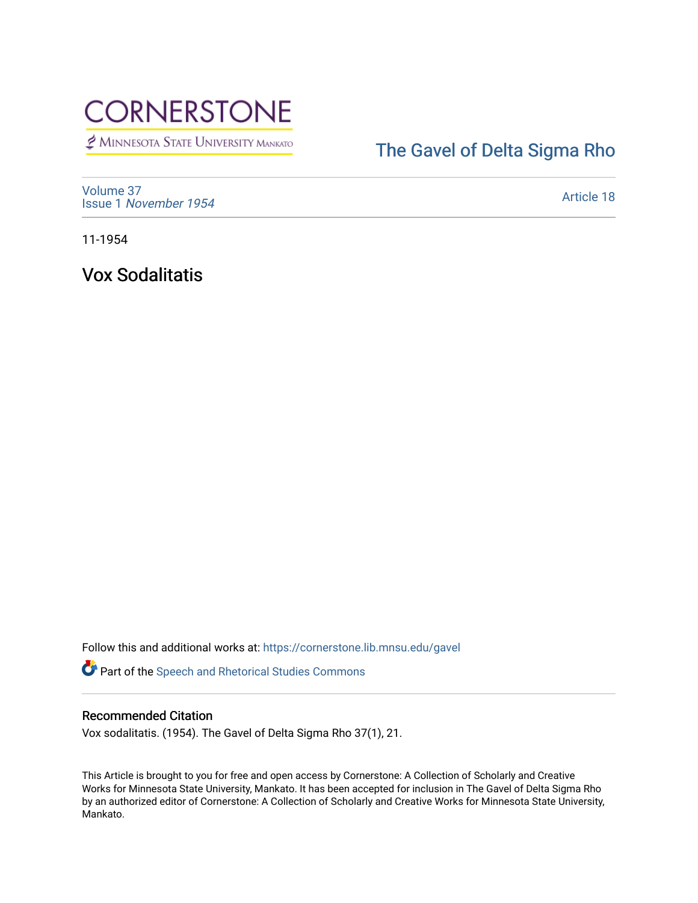# CORNERSTONE

Minnesota State University Mankato

The Gavel of Delta Sigma Rho

Volume 37
Issue 1 *November 1954*

Article 18

11-1954

## Vox Sodalitatis

Follow this and additional works at: https://cornerstone.lib.mnsu.edu/gavel

Part of the Speech and Rhetorical Studies Commons

### Recommended Citation

Vox sodalitatis. (1954). The Gavel of Delta Sigma Rho 37(1), 21.

This Article is brought to you for free and open access by Cornerstone: A Collection of Scholarly and Creative Works for Minnesota State University, Mankato. It has been accepted for inclusion in The Gavel of Delta Sigma Rho by an authorized editor of Cornerstone: A Collection of Scholarly and Creative Works for Minnesota State University, Mankato.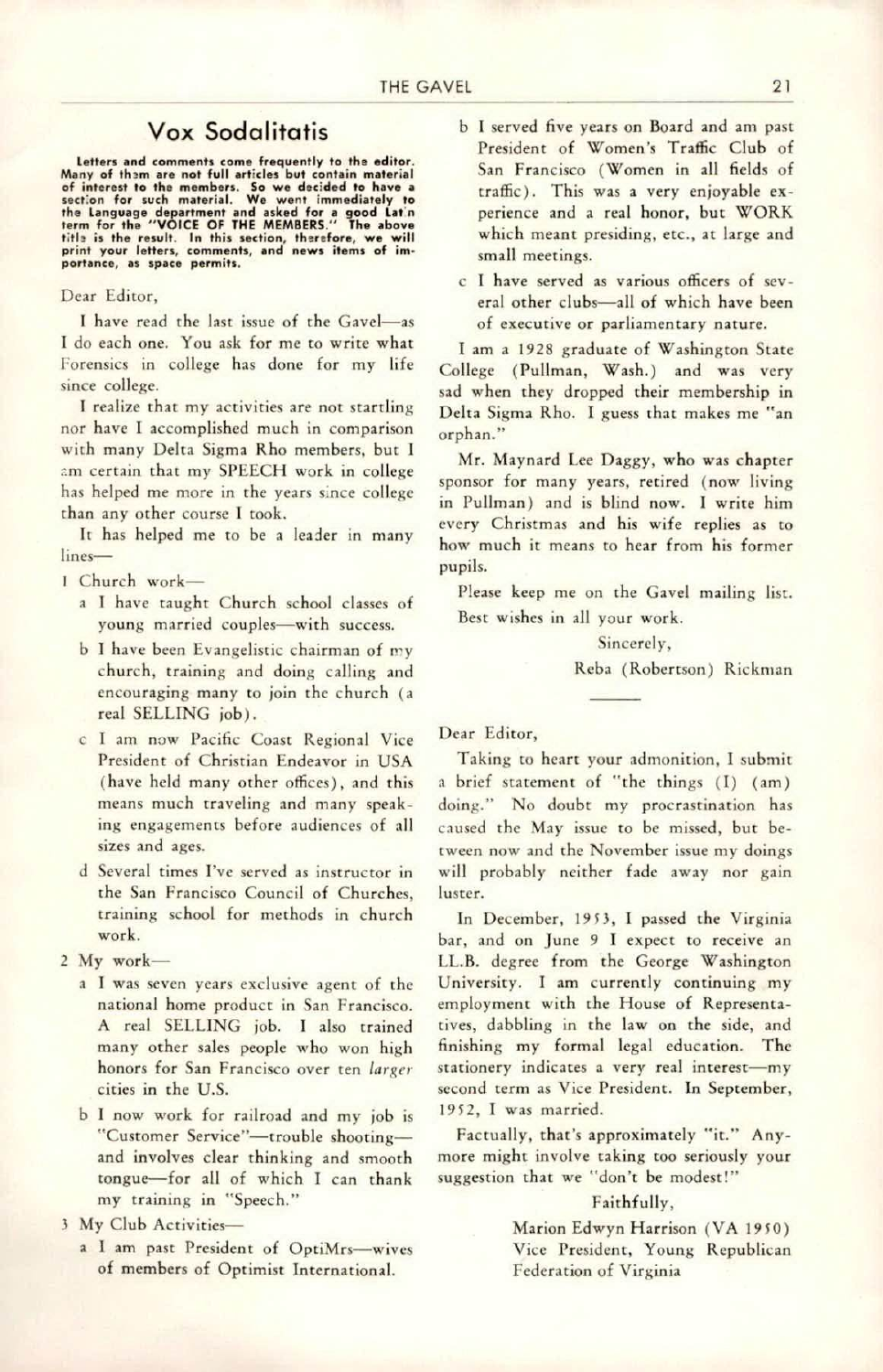## Vox Sodalitatis

**Letters and comments come frequently to the editor. Many of them are not full articles but contain material of interest to the members. So we decided to have a section for such material. We went immediately to the Language department and asked for a good Latin term for the "VOICE OF THE MEMBERS." The above title is the result. In this section, therefore, we will print your letters, comments, and news items of importance, as space permits.**

Dear Editor,

I have read the last issue of the Gavel—as I do each one. You ask for me to write what Forensics in college has done for my life since college.

I realize that my activities are not startling nor have I accomplished much in comparison with many Delta Sigma Rho members, but I am certain that my SPEECH work in college has helped me more in the years since college than any other course I took.

It has helped me to be a leader in many lines—

1 Church work—
   a I have taught Church school classes of young married couples—with success.
   b I have been Evangelistic chairman of my church, training and doing calling and encouraging many to join the church (a real SELLING job).
   c I am now Pacific Coast Regional Vice President of Christian Endeavor in USA (have held many other offices), and this means much traveling and many speaking engagements before audiences of all sizes and ages.
   d Several times I've served as instructor in the San Francisco Council of Churches, training school for methods in church work.
2 My work—
   a I was seven years exclusive agent of the national home product in San Francisco. A real SELLING job. I also trained many other sales people who won high honors for San Francisco over ten *larger* cities in the U.S.
   b I now work for railroad and my job is "Customer Service"—trouble shooting—and involves clear thinking and smooth tongue—for all of which I can thank my training in "Speech."
3 My Club Activities—
   a I am past President of OptiMrs—wives of members of Optimist International.
   b I served five years on Board and am past President of Women's Traffic Club of San Francisco (Women in all fields of traffic). This was a very enjoyable experience and a real honor, but WORK which meant presiding, etc., at large and small meetings.
   c I have served as various officers of several other clubs—all of which have been of executive or parliamentary nature.

I am a 1928 graduate of Washington State College (Pullman, Wash.) and was very sad when they dropped their membership in Delta Sigma Rho. I guess that makes me "an orphan."

Mr. Maynard Lee Daggy, who was chapter sponsor for many years, retired (now living in Pullman) and is blind now. I write him every Christmas and his wife replies as to how much it means to hear from his former pupils.

Please keep me on the Gavel mailing list.

Best wishes in all your work.

Sincerely,

Reba (Robertson) Rickman

---

Dear Editor,

Taking to heart your admonition, I submit a brief statement of "the things (I) (am) doing." No doubt my procrastination has caused the May issue to be missed, but between now and the November issue my doings will probably neither fade away nor gain luster.

In December, 1953, I passed the Virginia bar, and on June 9 I expect to receive an LL.B. degree from the George Washington University. I am currently continuing my employment with the House of Representatives, dabbling in the law on the side, and finishing my formal legal education. The stationery indicates a very real interest—my second term as Vice President. In September, 1952, I was married.

Factually, that's approximately "it." Anymore might involve taking too seriously your suggestion that we "don't be modest!"

Faithfully,

Marion Edwyn Harrison (VA 1950)
Vice President, Young Republican Federation of Virginia